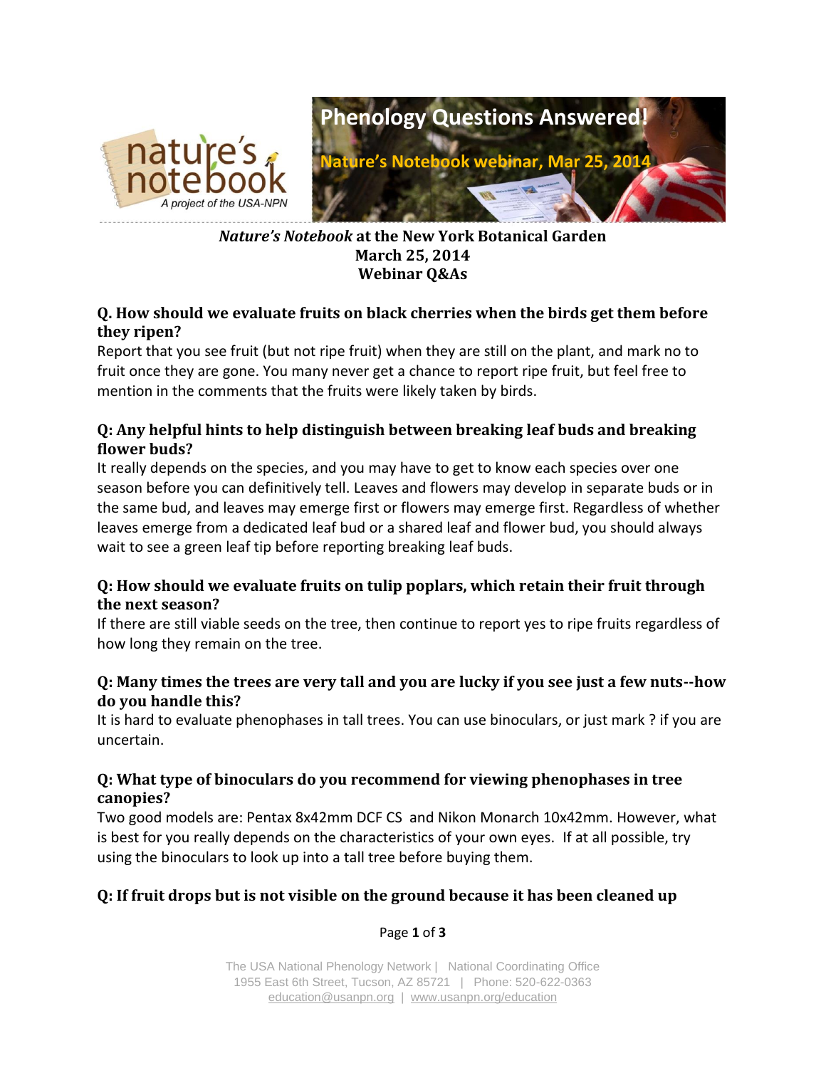nature's notebook
A project of the USA-NPN

# Phenology Questions Answered!

**Nature's Notebook webinar, Mar 25, 2014**

## *Nature's Notebook* at the New York Botanical Garden
**March 25, 2014**
**Webinar Q&As**

### Q. How should we evaluate fruits on black cherries when the birds get them before they ripen?

Report that you see fruit (but not ripe fruit) when they are still on the plant, and mark no to fruit once they are gone. You many never get a chance to report ripe fruit, but feel free to mention in the comments that the fruits were likely taken by birds.

### Q: Any helpful hints to help distinguish between breaking leaf buds and breaking flower buds?

It really depends on the species, and you may have to get to know each species over one season before you can definitively tell. Leaves and flowers may develop in separate buds or in the same bud, and leaves may emerge first or flowers may emerge first. Regardless of whether leaves emerge from a dedicated leaf bud or a shared leaf and flower bud, you should always wait to see a green leaf tip before reporting breaking leaf buds.

### Q: How should we evaluate fruits on tulip poplars, which retain their fruit through the next season?

If there are still viable seeds on the tree, then continue to report yes to ripe fruits regardless of how long they remain on the tree.

### Q: Many times the trees are very tall and you are lucky if you see just a few nuts--how do you handle this?

It is hard to evaluate phenophases in tall trees. You can use binoculars, or just mark ? if you are uncertain.

### Q: What type of binoculars do you recommend for viewing phenophases in tree canopies?

Two good models are: Pentax 8x42mm DCF CS and Nikon Monarch 10x42mm. However, what is best for you really depends on the characteristics of your own eyes. If at all possible, try using the binoculars to look up into a tall tree before buying them.

### Q: If fruit drops but is not visible on the ground because it has been cleaned up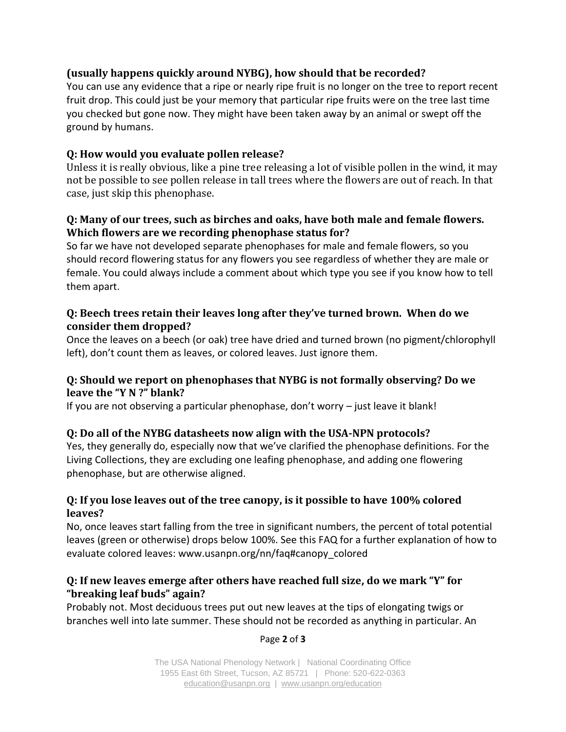**(usually happens quickly around NYBG), how should that be recorded?**

You can use any evidence that a ripe or nearly ripe fruit is no longer on the tree to report recent fruit drop. This could just be your memory that particular ripe fruits were on the tree last time you checked but gone now. They might have been taken away by an animal or swept off the ground by humans.

**Q: How would you evaluate pollen release?**

Unless it is really obvious, like a pine tree releasing a lot of visible pollen in the wind, it may not be possible to see pollen release in tall trees where the flowers are out of reach. In that case, just skip this phenophase.

**Q: Many of our trees, such as birches and oaks, have both male and female flowers. Which flowers are we recording phenophase status for?**

So far we have not developed separate phenophases for male and female flowers, so you should record flowering status for any flowers you see regardless of whether they are male or female. You could always include a comment about which type you see if you know how to tell them apart.

**Q: Beech trees retain their leaves long after they've turned brown. When do we consider them dropped?**

Once the leaves on a beech (or oak) tree have dried and turned brown (no pigment/chlorophyll left), don't count them as leaves, or colored leaves. Just ignore them.

**Q: Should we report on phenophases that NYBG is not formally observing? Do we leave the "Y N ?" blank?**

If you are not observing a particular phenophase, don't worry – just leave it blank!

**Q: Do all of the NYBG datasheets now align with the USA-NPN protocols?**

Yes, they generally do, especially now that we've clarified the phenophase definitions. For the Living Collections, they are excluding one leafing phenophase, and adding one flowering phenophase, but are otherwise aligned.

**Q: If you lose leaves out of the tree canopy, is it possible to have 100% colored leaves?**

No, once leaves start falling from the tree in significant numbers, the percent of total potential leaves (green or otherwise) drops below 100%. See this FAQ for a further explanation of how to evaluate colored leaves: www.usanpn.org/nn/faq#canopy_colored

**Q: If new leaves emerge after others have reached full size, do we mark "Y" for "breaking leaf buds" again?**

Probably not. Most deciduous trees put out new leaves at the tips of elongating twigs or branches well into late summer. These should not be recorded as anything in particular. An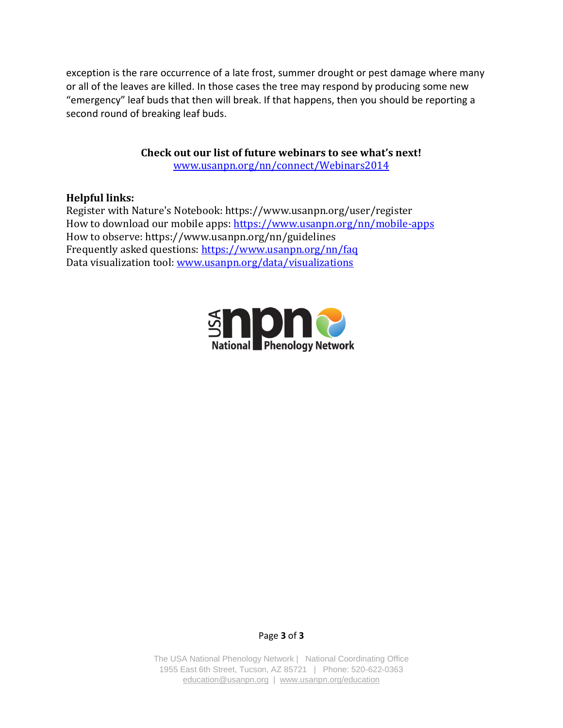exception is the rare occurrence of a late frost, summer drought or pest damage where many or all of the leaves are killed. In those cases the tree may respond by producing some new "emergency" leaf buds that then will break. If that happens, then you should be reporting a second round of breaking leaf buds.

**Check out our list of future webinars to see what's next!**
www.usanpn.org/nn/connect/Webinars2014

**Helpful links:**

Register with Nature's Notebook: https://www.usanpn.org/user/register
How to download our mobile apps: https://www.usanpn.org/nn/mobile-apps
How to observe: https://www.usanpn.org/nn/guidelines
Frequently asked questions: https://www.usanpn.org/nn/faq
Data visualization tool: www.usanpn.org/data/visualizations

USA npn National Phenology Network

The USA National Phenology Network | National Coordinating Office
1955 East 6th Street, Tucson, AZ 85721 | Phone: 520-622-0363
education@usanpn.org | www.usanpn.org/education